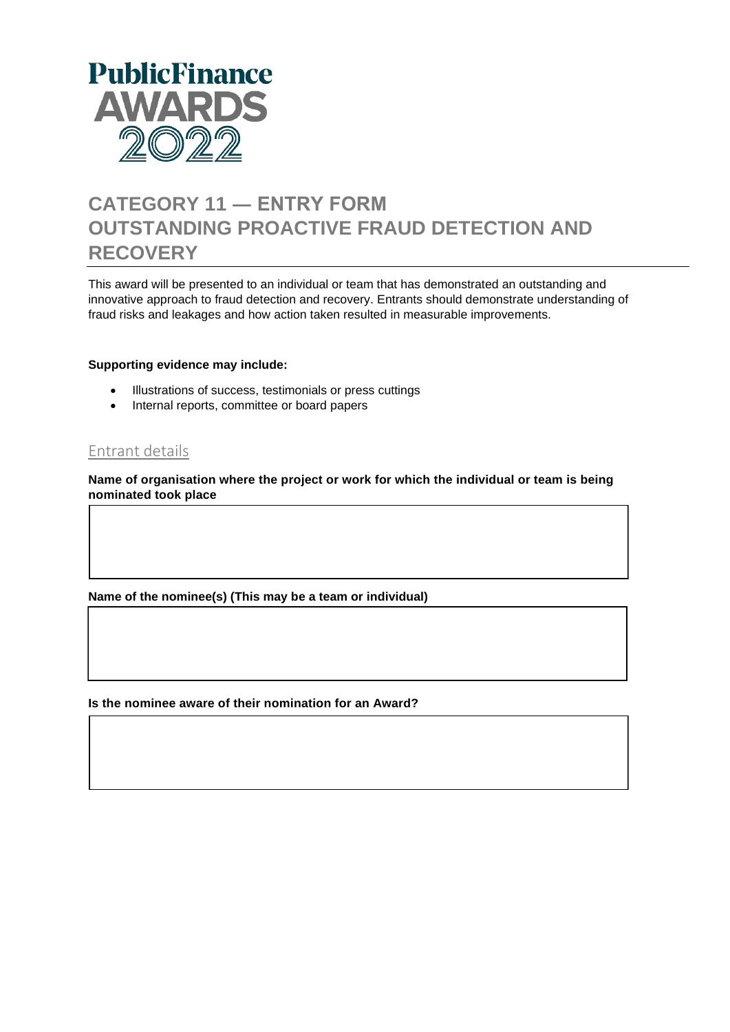PublicFinance
AWARDS
2022

# CATEGORY 11 — ENTRY FORM
# OUTSTANDING PROACTIVE FRAUD DETECTION AND RECOVERY

This award will be presented to an individual or team that has demonstrated an outstanding and innovative approach to fraud detection and recovery. Entrants should demonstrate understanding of fraud risks and leakages and how action taken resulted in measurable improvements.

**Supporting evidence may include:**

- Illustrations of success, testimonials or press cuttings
- Internal reports, committee or board papers

## Entrant details

**Name of organisation where the project or work for which the individual or team is being nominated took place**

**Name of the nominee(s) (This may be a team or individual)**

**Is the nominee aware of their nomination for an Award?**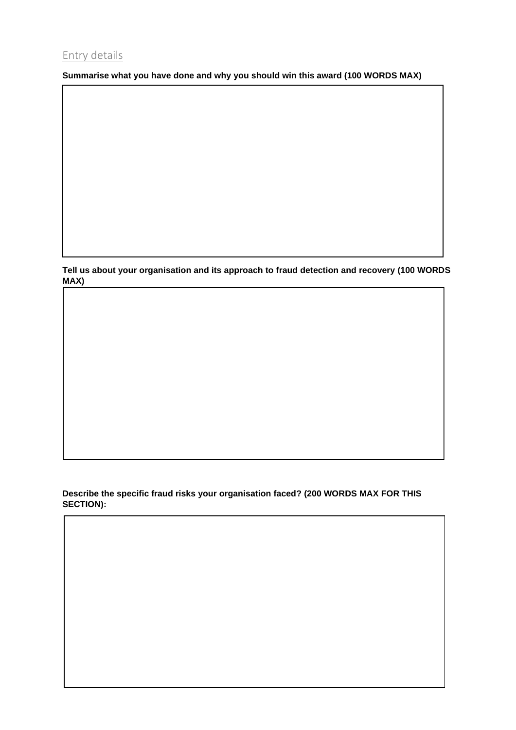## Entry details

**Summarise what you have done and why you should win this award (100 WORDS MAX)**

**Tell us about your organisation and its approach to fraud detection and recovery (100 WORDS MAX)**

**Describe the specific fraud risks your organisation faced? (200 WORDS MAX FOR THIS SECTION):**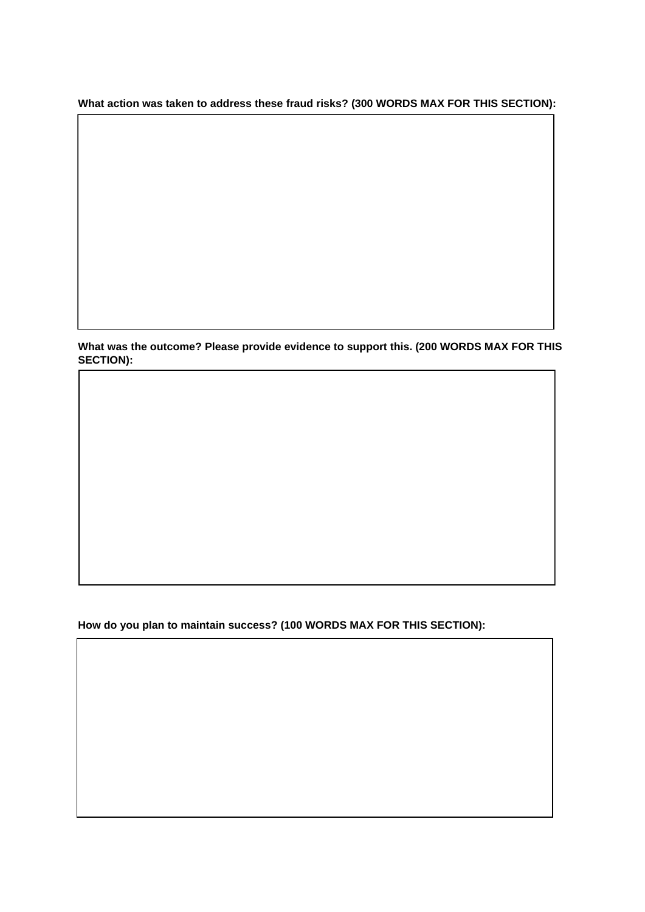**What action was taken to address these fraud risks? (300 WORDS MAX FOR THIS SECTION):**

**What was the outcome? Please provide evidence to support this. (200 WORDS MAX FOR THIS SECTION):**

**How do you plan to maintain success? (100 WORDS MAX FOR THIS SECTION):**